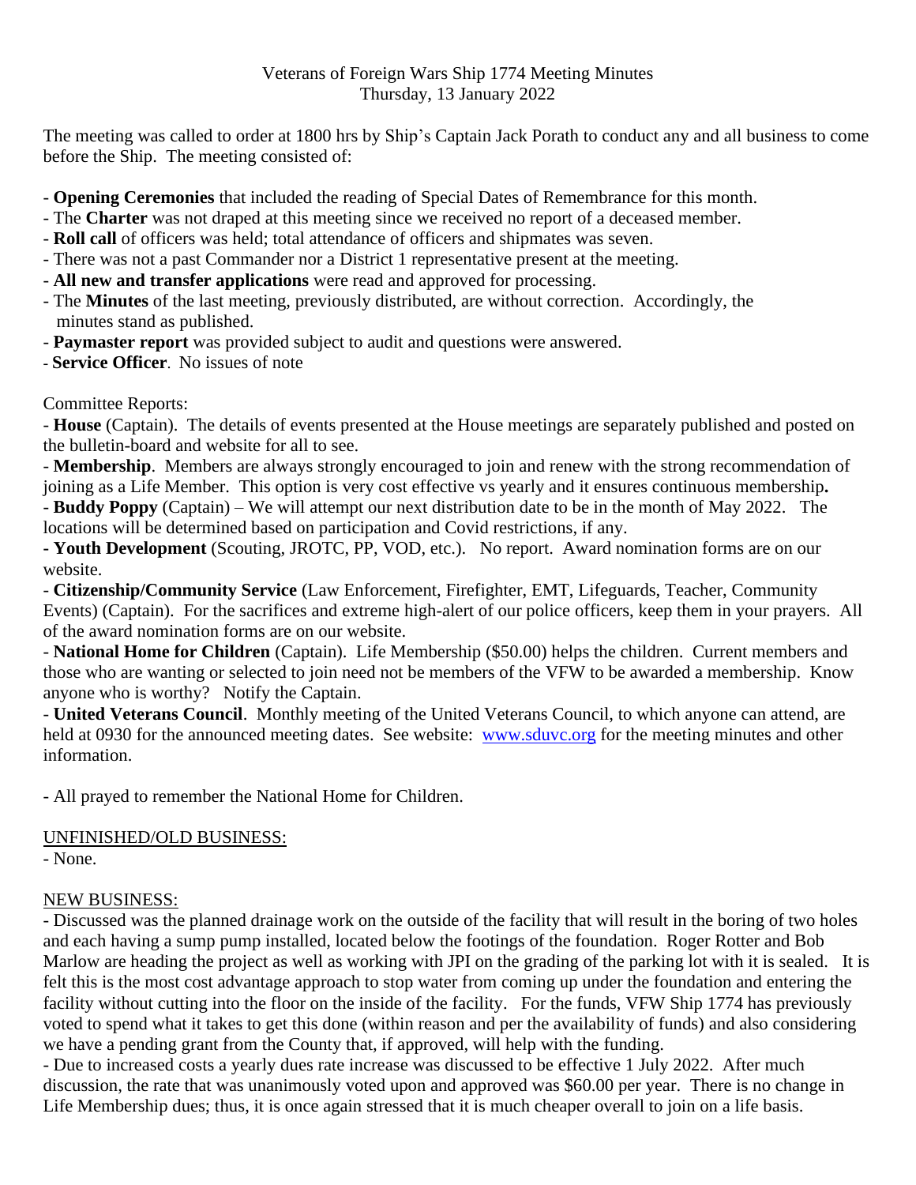Veterans of Foreign Wars Ship 1774 Meeting Minutes
Thursday, 13 January 2022

The meeting was called to order at 1800 hrs by Ship's Captain Jack Porath to conduct any and all business to come before the Ship. The meeting consisted of:

- **Opening Ceremonies** that included the reading of Special Dates of Remembrance for this month.
- The **Charter** was not draped at this meeting since we received no report of a deceased member.
- **Roll call** of officers was held; total attendance of officers and shipmates was seven.
- There was not a past Commander nor a District 1 representative present at the meeting.
- **All new and transfer applications** were read and approved for processing.
- The **Minutes** of the last meeting, previously distributed, are without correction. Accordingly, the minutes stand as published.
- **Paymaster report** was provided subject to audit and questions were answered.
- **Service Officer**. No issues of note

Committee Reports:

- **House** (Captain). The details of events presented at the House meetings are separately published and posted on the bulletin-board and website for all to see.
- **Membership**. Members are always strongly encouraged to join and renew with the strong recommendation of joining as a Life Member. This option is very cost effective vs yearly and it ensures continuous membership**.**
- **Buddy Poppy** (Captain) – We will attempt our next distribution date to be in the month of May 2022. The locations will be determined based on participation and Covid restrictions, if any.
- **Youth Development** (Scouting, JROTC, PP, VOD, etc.). No report. Award nomination forms are on our website.
- **Citizenship/Community Service** (Law Enforcement, Firefighter, EMT, Lifeguards, Teacher, Community Events) (Captain). For the sacrifices and extreme high-alert of our police officers, keep them in your prayers. All of the award nomination forms are on our website.
- **National Home for Children** (Captain). Life Membership ($50.00) helps the children. Current members and those who are wanting or selected to join need not be members of the VFW to be awarded a membership. Know anyone who is worthy? Notify the Captain.
- **United Veterans Council**. Monthly meeting of the United Veterans Council, to which anyone can attend, are held at 0930 for the announced meeting dates. See website: www.sduvc.org for the meeting minutes and other information.

- All prayed to remember the National Home for Children.

UNFINISHED/OLD BUSINESS:

- None.

NEW BUSINESS:

- Discussed was the planned drainage work on the outside of the facility that will result in the boring of two holes and each having a sump pump installed, located below the footings of the foundation. Roger Rotter and Bob Marlow are heading the project as well as working with JPI on the grading of the parking lot with it is sealed. It is felt this is the most cost advantage approach to stop water from coming up under the foundation and entering the facility without cutting into the floor on the inside of the facility. For the funds, VFW Ship 1774 has previously voted to spend what it takes to get this done (within reason and per the availability of funds) and also considering we have a pending grant from the County that, if approved, will help with the funding.
- Due to increased costs a yearly dues rate increase was discussed to be effective 1 July 2022. After much discussion, the rate that was unanimously voted upon and approved was $60.00 per year. There is no change in Life Membership dues; thus, it is once again stressed that it is much cheaper overall to join on a life basis.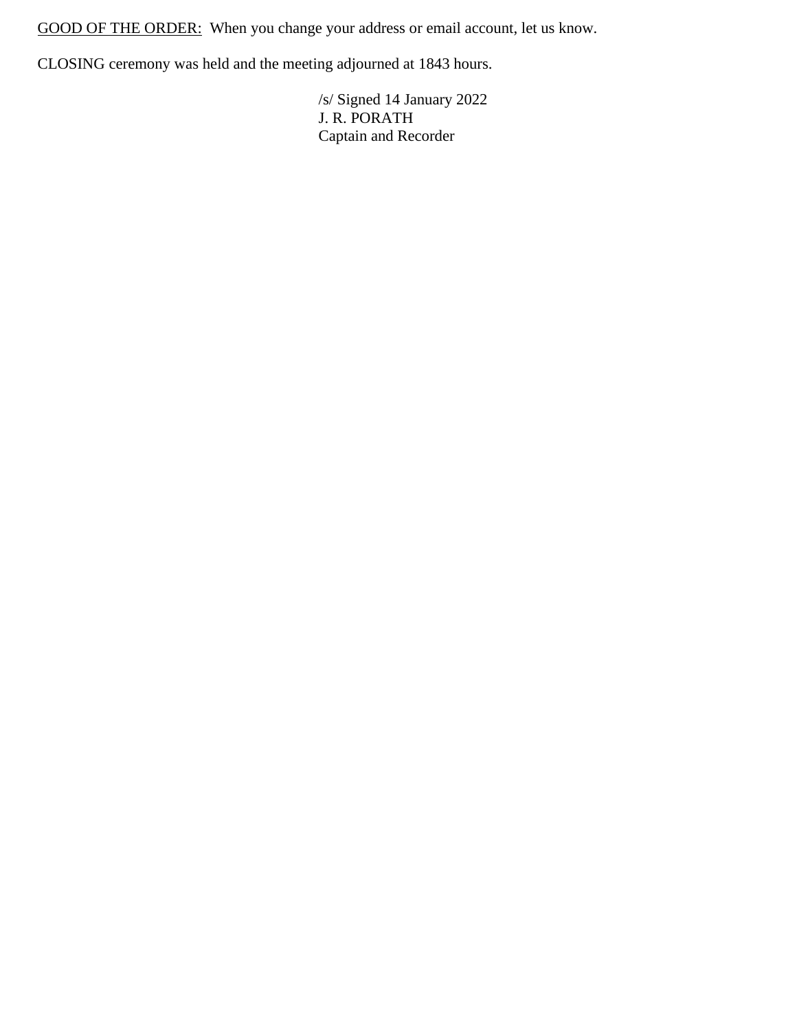<u>GOOD OF THE ORDER:</u> When you change your address or email account, let us know.

CLOSING ceremony was held and the meeting adjourned at 1843 hours.

/s/ Signed 14 January 2022
J. R. PORATH
Captain and Recorder